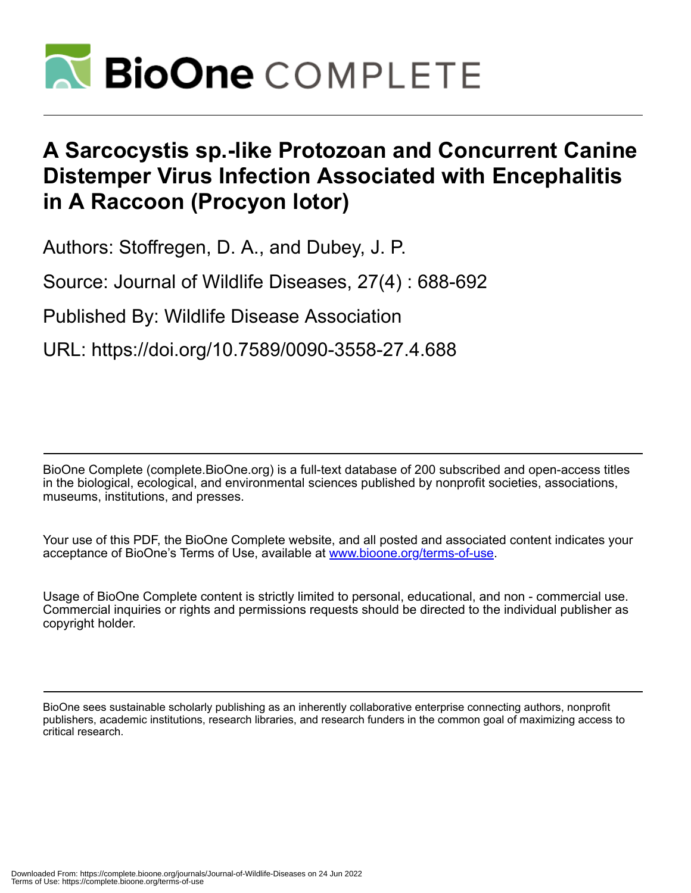# A Sarcocystis sp.-like Protozoan and Concurrent Canine Distemper Virus Infection Associated with Encephalitis in A Raccoon (Procyon lotor)

Authors: Stoffregen, D. A., and Dubey, J. P.

Source: Journal of Wildlife Diseases, 27(4) : 688-692

Published By: Wildlife Disease Association

URL: https://doi.org/10.7589/0090-3558-27.4.688

BioOne Complete (complete.BioOne.org) is a full-text database of 200 subscribed and open-access titles in the biological, ecological, and environmental sciences published by nonprofit societies, associations, museums, institutions, and presses.

Your use of this PDF, the BioOne Complete website, and all posted and associated content indicates your acceptance of BioOne's Terms of Use, available at www.bioone.org/terms-of-use.

Usage of BioOne Complete content is strictly limited to personal, educational, and non - commercial use. Commercial inquiries or rights and permissions requests should be directed to the individual publisher as copyright holder.

BioOne sees sustainable scholarly publishing as an inherently collaborative enterprise connecting authors, nonprofit publishers, academic institutions, research libraries, and research funders in the common goal of maximizing access to critical research.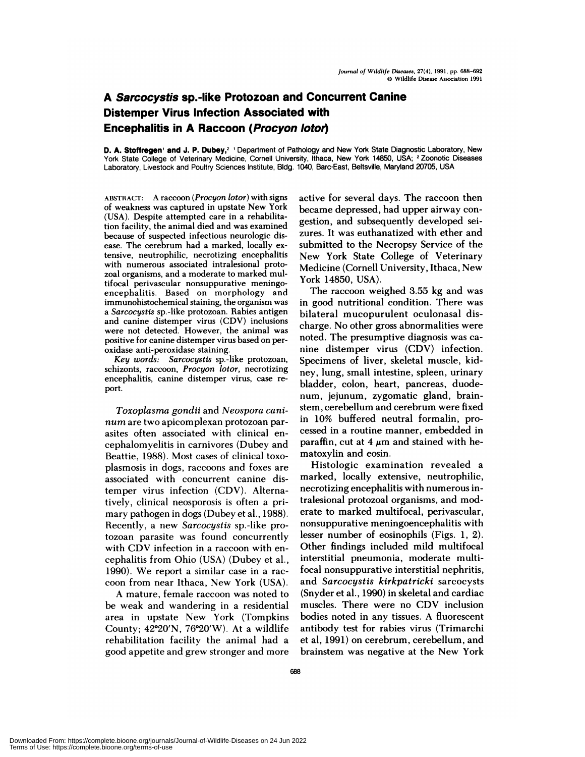# A *Sarcocystis* sp.-like Protozoan and Concurrent Canine Distemper Virus Infection Associated with Encephalitis in A Raccoon (*Procyon lotor*)

**D. A. Stoffregen**[1] **and J. P. Dubey,**[2] [1] Department of Pathology and New York State Diagnostic Laboratory, New York State College of Veterinary Medicine, Cornell University, Ithaca, New York 14850, USA; [2] Zoonotic Diseases Laboratory, Livestock and Poultry Sciences Institute, Bldg. 1040, Barc-East, Beltsville, Maryland 20705, USA

ABSTRACT: A raccoon (*Procyon lotor*) with signs of weakness was captured in upstate New York (USA). Despite attempted care in a rehabilitation facility, the animal died and was examined because of suspected infectious neurologic disease. The cerebrum had a marked, locally extensive, neutrophilic, necrotizing encephalitis with numerous associated intralesional protozoal organisms, and a moderate to marked multifocal perivascular nonsuppurative meningoencephalitis. Based on morphology and immunohistochemical staining, the organism was a *Sarcocystis* sp.-like protozoan. Rabies antigen and canine distemper virus (CDV) inclusions were not detected. However, the animal was positive for canine distemper virus based on peroxidase anti-peroxidase staining.

*Key words:* *Sarcocystis* sp.-like protozoan, schizonts, raccoon, *Procyon lotor*, necrotizing encephalitis, canine distemper virus, case report.

*Toxoplasma gondii* and *Neospora caninum* are two apicomplexan protozoan parasites often associated with clinical encephalomyelitis in carnivores (Dubey and Beattie, 1988). Most cases of clinical toxoplasmosis in dogs, raccoons and foxes are associated with concurrent canine distemper virus infection (CDV). Alternatively, clinical neosporosis is often a primary pathogen in dogs (Dubey et al., 1988). Recently, a new *Sarcocystis* sp.-like protozoan parasite was found concurrently with CDV infection in a raccoon with encephalitis from Ohio (USA) (Dubey et al., 1990). We report a similar case in a raccoon from near Ithaca, New York (USA).

A mature, female raccoon was noted to be weak and wandering in a residential area in upstate New York (Tompkins County; 42°20′N, 76°20′W). At a wildlife rehabilitation facility the animal had a good appetite and grew stronger and more active for several days. The raccoon then became depressed, had upper airway congestion, and subsequently developed seizures. It was euthanatized with ether and submitted to the Necropsy Service of the New York State College of Veterinary Medicine (Cornell University, Ithaca, New York 14850, USA).

The raccoon weighed 3.55 kg and was in good nutritional condition. There was bilateral mucopurulent oculonasal discharge. No other gross abnormalities were noted. The presumptive diagnosis was canine distemper virus (CDV) infection. Specimens of liver, skeletal muscle, kidney, lung, small intestine, spleen, urinary bladder, colon, heart, pancreas, duodenum, jejunum, zygomatic gland, brainstem, cerebellum and cerebrum were fixed in 10% buffered neutral formalin, processed in a routine manner, embedded in paraffin, cut at 4 μm and stained with hematoxylin and eosin.

Histologic examination revealed a marked, locally extensive, neutrophilic, necrotizing encephalitis with numerous intralesional protozoal organisms, and moderate to marked multifocal, perivascular, nonsuppurative meningoencephalitis with lesser number of eosinophils (Figs. 1, 2). Other findings included mild multifocal interstitial pneumonia, moderate multifocal nonsuppurative interstitial nephritis, and *Sarcocystis kirkpatricki* sarcocysts (Snyder et al., 1990) in skeletal and cardiac muscles. There were no CDV inclusion bodies noted in any tissues. A fluorescent antibody test for rabies virus (Trimarchi et al, 1991) on cerebrum, cerebellum, and brainstem was negative at the New York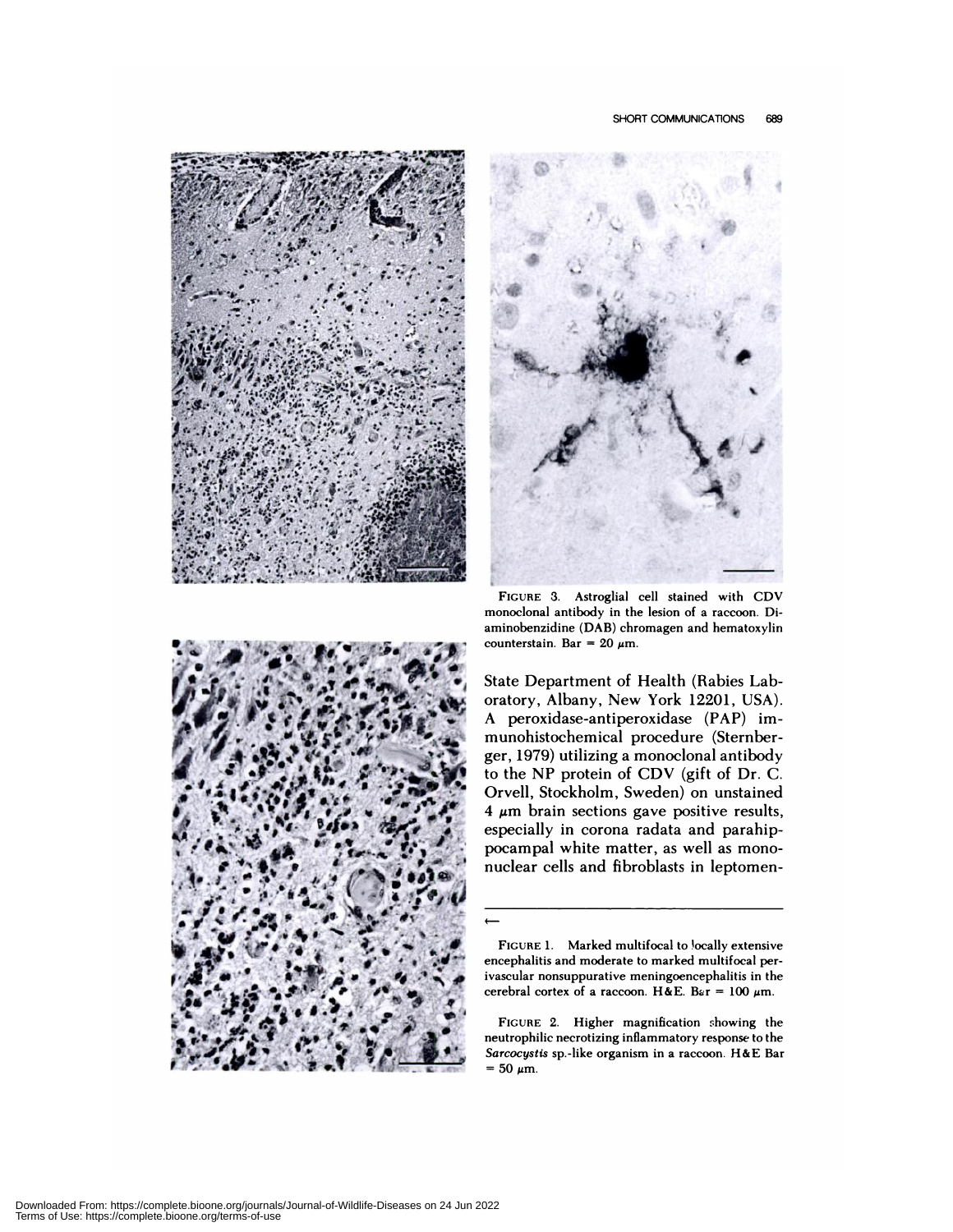FIGURE 3. Astroglial cell stained with CDV monoclonal antibody in the lesion of a raccoon. Diaminobenzidine (DAB) chromagen and hematoxylin counterstain. Bar = 20 μm.

State Department of Health (Rabies Laboratory, Albany, New York 12201, USA). A peroxidase-antiperoxidase (PAP) immunohistochemical procedure (Sternberger, 1979) utilizing a monoclonal antibody to the NP protein of CDV (gift of Dr. C. Orvell, Stockholm, Sweden) on unstained 4 μm brain sections gave positive results, especially in corona radata and parahippocampal white matter, as well as mononuclear cells and fibroblasts in leptomen-

←

FIGURE 1. Marked multifocal to locally extensive encephalitis and moderate to marked multifocal perivascular nonsuppurative meningoencephalitis in the cerebral cortex of a raccoon. H&E. Bar = 100 μm.

FIGURE 2. Higher magnification showing the neutrophilic necrotizing inflammatory response to the *Sarcocystis* sp.-like organism in a raccoon. H&E Bar = 50 μm.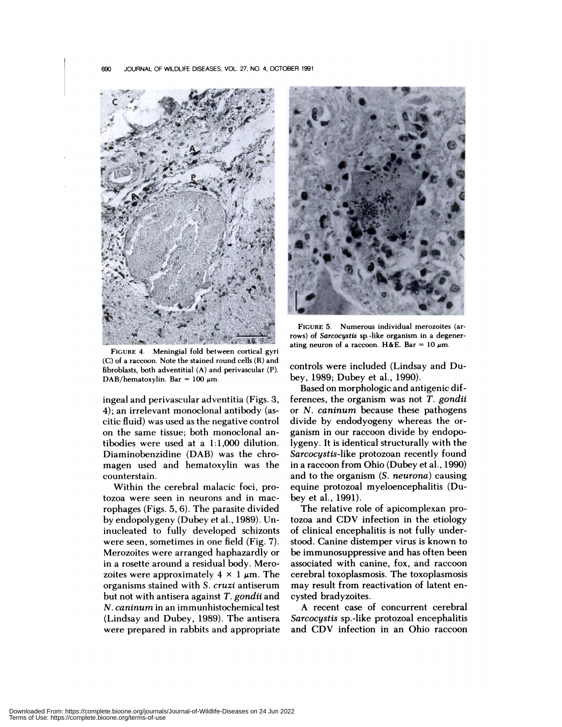FIGURE 4. Meningial fold between cortical gyri (C) of a raccoon. Note the stained round cells (R) and fibroblasts, both adventitial (A) and perivascular (P). DAB/hematoxylin. Bar = 100 μm.

FIGURE 5. Numerous individual merozoites (arrows) of *Sarcocystis* sp.-like organism in a degenerating neuron of a raccoon. H&E. Bar = 10 μm.

ingeal and perivascular adventitia (Figs. 3, 4); an irrelevant monoclonal antibody (ascitic fluid) was used as the negative control on the same tissue; both monoclonal antibodies were used at a 1:1,000 dilution. Diaminobenzidine (DAB) was the chromagen used and hematoxylin was the counterstain.

Within the cerebral malacic foci, protozoa were seen in neurons and in macrophages (Figs. 5, 6). The parasite divided by endopolygeny (Dubey et al., 1989). Uninucleated to fully developed schizonts were seen, sometimes in one field (Fig. 7). Merozoites were arranged haphazardly or in a rosette around a residual body. Merozoites were approximately 4 × 1 μm. The organisms stained with *S. cruzi* antiserum but not with antisera against *T. gondii* and *N. caninum* in an immunhistochemical test (Lindsay and Dubey, 1989). The antisera were prepared in rabbits and appropriate controls were included (Lindsay and Dubey, 1989; Dubey et al., 1990).

Based on morphologic and antigenic differences, the organism was not *T. gondii* or *N. caninum* because these pathogens divide by endodyogeny whereas the organism in our raccoon divide by endopolygeny. It is identical structurally with the *Sarcocystis*-like protozoan recently found in a raccoon from Ohio (Dubey et al., 1990) and to the organism (*S. neurona*) causing equine protozoal myeloencephalitis (Dubey et al., 1991).

The relative role of apicomplexan protozoa and CDV infection in the etiology of clinical encephalitis is not fully understood. Canine distemper virus is known to be immunosuppressive and has often been associated with canine, fox, and raccoon cerebral toxoplasmosis. The toxoplasmosis may result from reactivation of latent encysted bradyzoites.

A recent case of concurrent cerebral *Sarcocystis* sp.-like protozoal encephalitis and CDV infection in an Ohio raccoon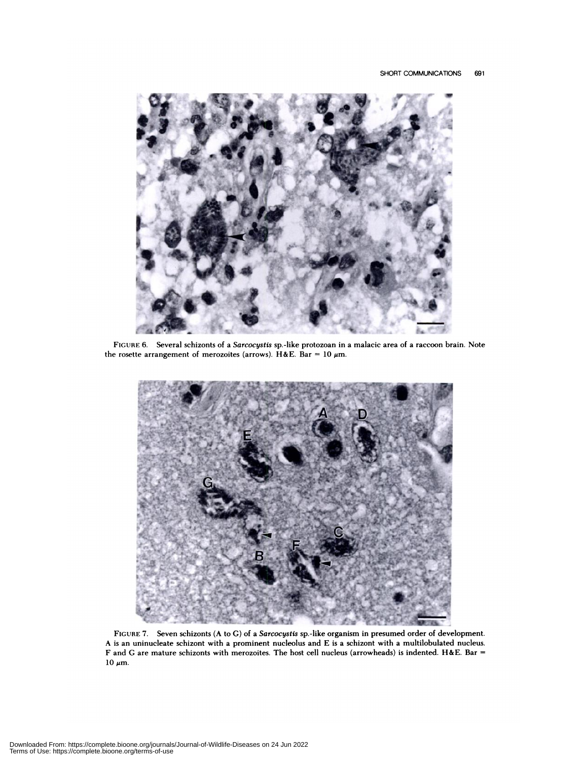FIGURE 6. Several schizonts of a *Sarcocystis* sp.-like protozoan in a malacic area of a raccoon brain. Note the rosette arrangement of merozoites (arrows). H&E. Bar = 10 μm.

FIGURE 7. Seven schizonts (A to G) of a *Sarcocystis* sp.-like organism in presumed order of development. A is an uninucleate schizont with a prominent nucleolus and E is a schizont with a multilobulated nucleus. F and G are mature schizonts with merozoites. The host cell nucleus (arrowheads) is indented. H&E. Bar = 10 μm.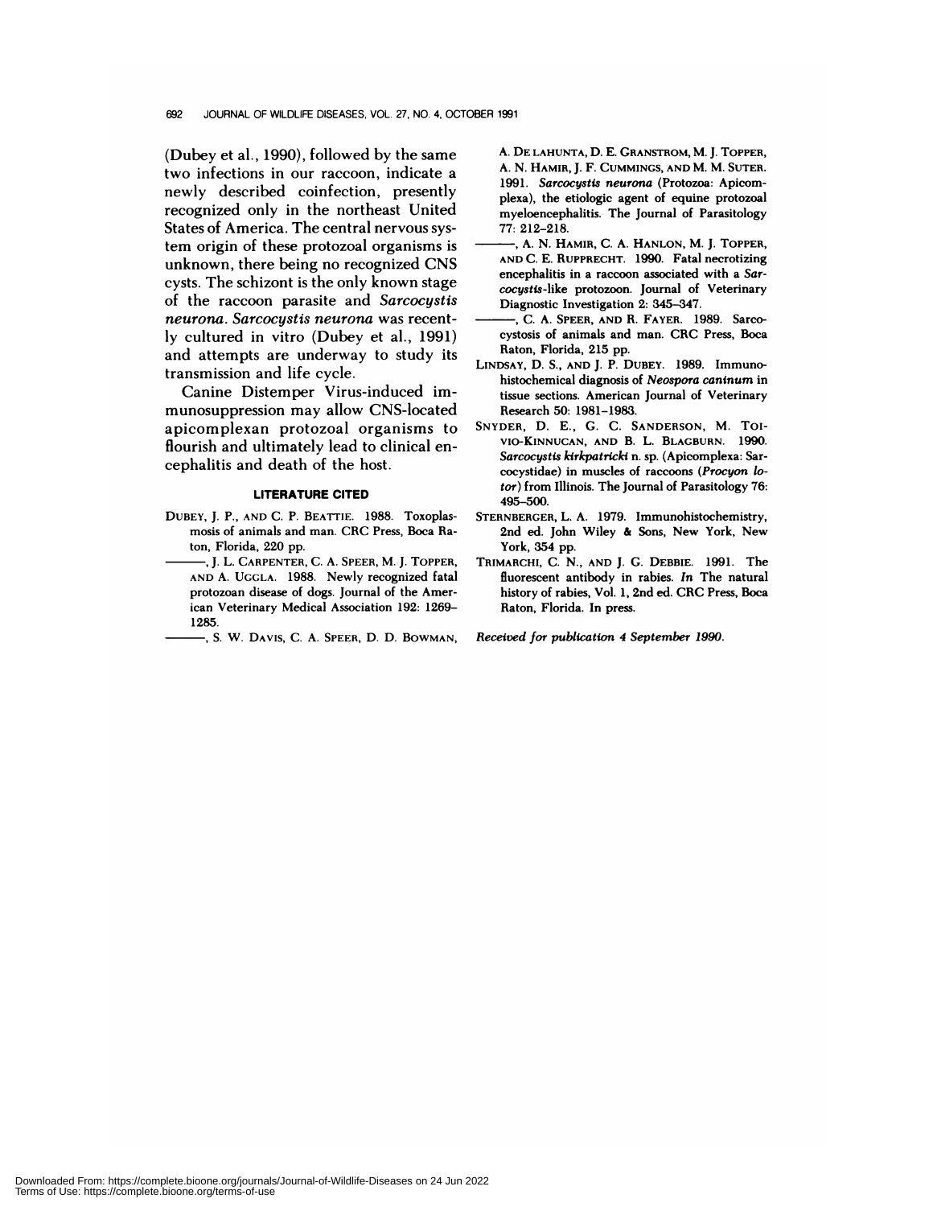(Dubey et al., 1990), followed by the same two infections in our raccoon, indicate a newly described coinfection, presently recognized only in the northeast United States of America. The central nervous system origin of these protozoal organisms is unknown, there being no recognized CNS cysts. The schizont is the only known stage of the raccoon parasite and *Sarcocystis neurona*. *Sarcocystis neurona* was recently cultured in vitro (Dubey et al., 1991) and attempts are underway to study its transmission and life cycle.

Canine Distemper Virus-induced immunosuppression may allow CNS-located apicomplexan protozoal organisms to flourish and ultimately lead to clinical encephalitis and death of the host.

## LITERATURE CITED

DUBEY, J. P., AND C. P. BEATTIE. 1988. Toxoplasmosis of animals and man. CRC Press, Boca Raton, Florida, 220 pp.

———, J. L. CARPENTER, C. A. SPEER, M. J. TOPPER, AND A. UGGLA. 1988. Newly recognized fatal protozoan disease of dogs. Journal of the American Veterinary Medical Association 192: 1269–1285.

———, S. W. DAVIS, C. A. SPEER, D. D. BOWMAN, A. DE LAHUNTA, D. E. GRANSTROM, M. J. TOPPER, A. N. HAMIR, J. F. CUMMINGS, AND M. M. SUTER. 1991. *Sarcocystis neurona* (Protozoa: Apicomplexa), the etiologic agent of equine protozoal myeloencephalitis. The Journal of Parasitology 77: 212–218.

———, A. N. HAMIR, C. A. HANLON, M. J. TOPPER, AND C. E. RUPPRECHT. 1990. Fatal necrotizing encephalitis in a raccoon associated with a *Sarcocystis*-like protozoon. Journal of Veterinary Diagnostic Investigation 2: 345–347.

———, C. A. SPEER, AND R. FAYER. 1989. Sarcocystosis of animals and man. CRC Press, Boca Raton, Florida, 215 pp.

LINDSAY, D. S., AND J. P. DUBEY. 1989. Immunohistochemical diagnosis of *Neospora caninum* in tissue sections. American Journal of Veterinary Research 50: 1981–1983.

SNYDER, D. E., G. C. SANDERSON, M. TOIVIO-KINNUCAN, AND B. L. BLAGBURN. 1990. *Sarcocystis kirkpatricki* n. sp. (Apicomplexa: Sarcocystidae) in muscles of raccoons (*Procyon lotor*) from Illinois. The Journal of Parasitology 76: 495–500.

STERNBERGER, L. A. 1979. Immunohistochemistry, 2nd ed. John Wiley & Sons, New York, New York, 354 pp.

TRIMARCHI, C. N., AND J. G. DEBBIE. 1991. The fluorescent antibody in rabies. *In* The natural history of rabies, Vol. 1, 2nd ed. CRC Press, Boca Raton, Florida. In press.

*Received for publication 4 September 1990.*